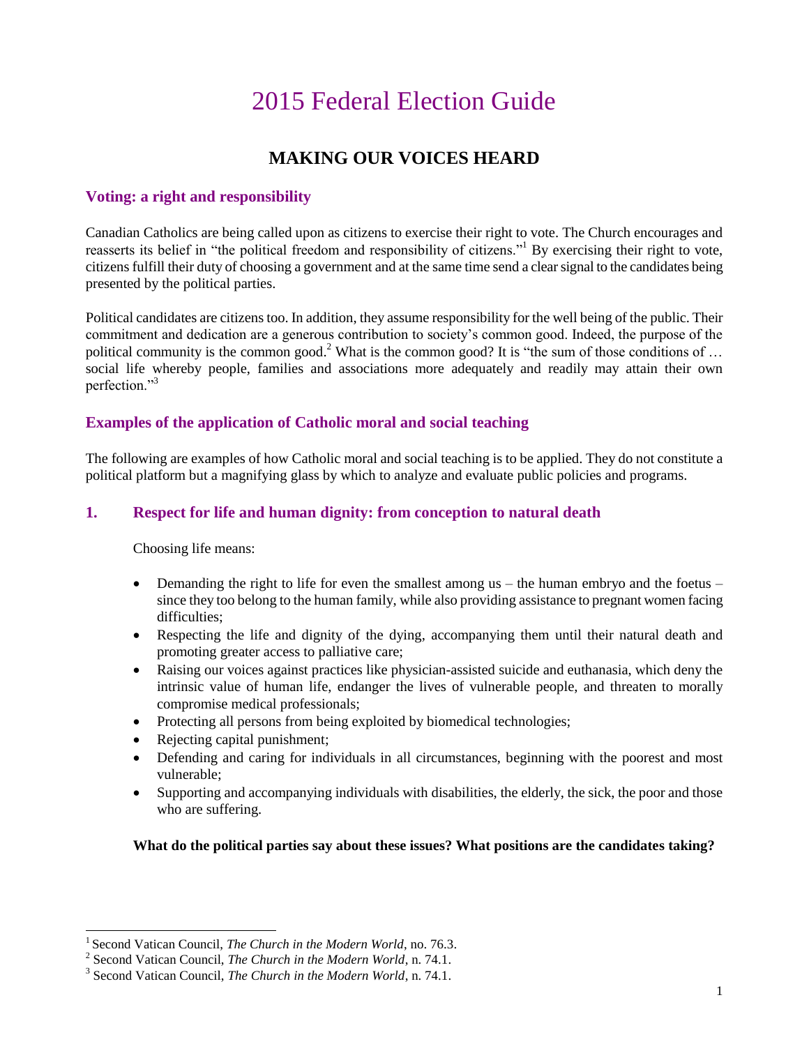# 2015 Federal Election Guide

## MAKING OUR VOICES HEARD

### Voting: a right and responsibility

Canadian Catholics are being called upon as citizens to exercise their right to vote. The Church encourages and reasserts its belief in "the political freedom and responsibility of citizens."[1] By exercising their right to vote, citizens fulfill their duty of choosing a government and at the same time send a clear signal to the candidates being presented by the political parties.

Political candidates are citizens too. In addition, they assume responsibility for the well being of the public. Their commitment and dedication are a generous contribution to society's common good. Indeed, the purpose of the political community is the common good.[2] What is the common good? It is "the sum of those conditions of … social life whereby people, families and associations more adequately and readily may attain their own perfection."[3]

### Examples of the application of Catholic moral and social teaching

The following are examples of how Catholic moral and social teaching is to be applied. They do not constitute a political platform but a magnifying glass by which to analyze and evaluate public policies and programs.

### 1. Respect for life and human dignity: from conception to natural death

Choosing life means:

- Demanding the right to life for even the smallest among us – the human embryo and the foetus – since they too belong to the human family, while also providing assistance to pregnant women facing difficulties;
- Respecting the life and dignity of the dying, accompanying them until their natural death and promoting greater access to palliative care;
- Raising our voices against practices like physician-assisted suicide and euthanasia, which deny the intrinsic value of human life, endanger the lives of vulnerable people, and threaten to morally compromise medical professionals;
- Protecting all persons from being exploited by biomedical technologies;
- Rejecting capital punishment;
- Defending and caring for individuals in all circumstances, beginning with the poorest and most vulnerable;
- Supporting and accompanying individuals with disabilities, the elderly, the sick, the poor and those who are suffering.

**What do the political parties say about these issues? What positions are the candidates taking?**

---

[1] Second Vatican Council, *The Church in the Modern World*, no. 76.3.
[2] Second Vatican Council, *The Church in the Modern World*, n. 74.1.
[3] Second Vatican Council, *The Church in the Modern World*, n. 74.1.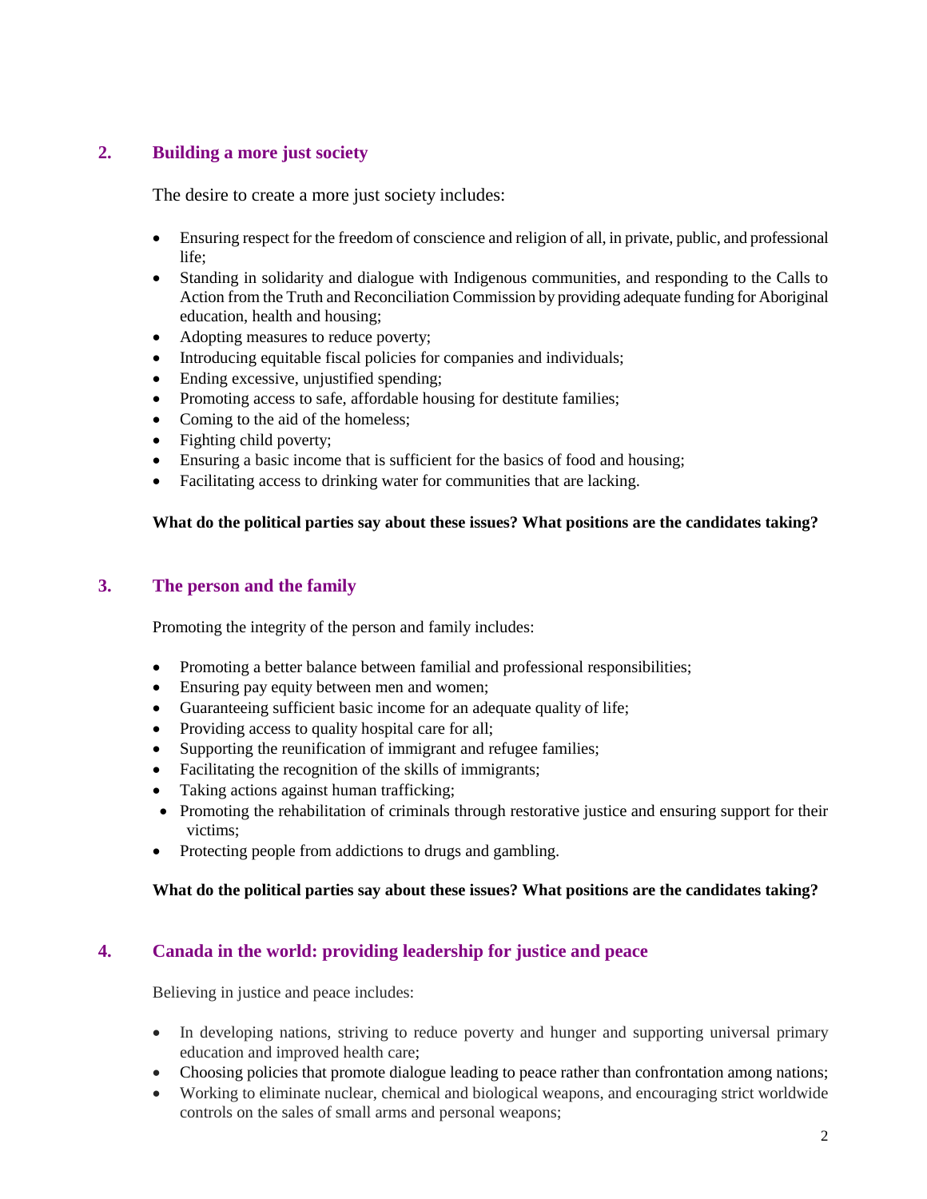## 2. Building a more just society

The desire to create a more just society includes:

- Ensuring respect for the freedom of conscience and religion of all, in private, public, and professional life;
- Standing in solidarity and dialogue with Indigenous communities, and responding to the Calls to Action from the Truth and Reconciliation Commission by providing adequate funding for Aboriginal education, health and housing;
- Adopting measures to reduce poverty;
- Introducing equitable fiscal policies for companies and individuals;
- Ending excessive, unjustified spending;
- Promoting access to safe, affordable housing for destitute families;
- Coming to the aid of the homeless;
- Fighting child poverty;
- Ensuring a basic income that is sufficient for the basics of food and housing;
- Facilitating access to drinking water for communities that are lacking.

**What do the political parties say about these issues? What positions are the candidates taking?**

## 3. The person and the family

Promoting the integrity of the person and family includes:

- Promoting a better balance between familial and professional responsibilities;
- Ensuring pay equity between men and women;
- Guaranteeing sufficient basic income for an adequate quality of life;
- Providing access to quality hospital care for all;
- Supporting the reunification of immigrant and refugee families;
- Facilitating the recognition of the skills of immigrants;
- Taking actions against human trafficking;
- Promoting the rehabilitation of criminals through restorative justice and ensuring support for their victims;
- Protecting people from addictions to drugs and gambling.

**What do the political parties say about these issues? What positions are the candidates taking?**

## 4. Canada in the world: providing leadership for justice and peace

Believing in justice and peace includes:

- In developing nations, striving to reduce poverty and hunger and supporting universal primary education and improved health care;
- Choosing policies that promote dialogue leading to peace rather than confrontation among nations;
- Working to eliminate nuclear, chemical and biological weapons, and encouraging strict worldwide controls on the sales of small arms and personal weapons;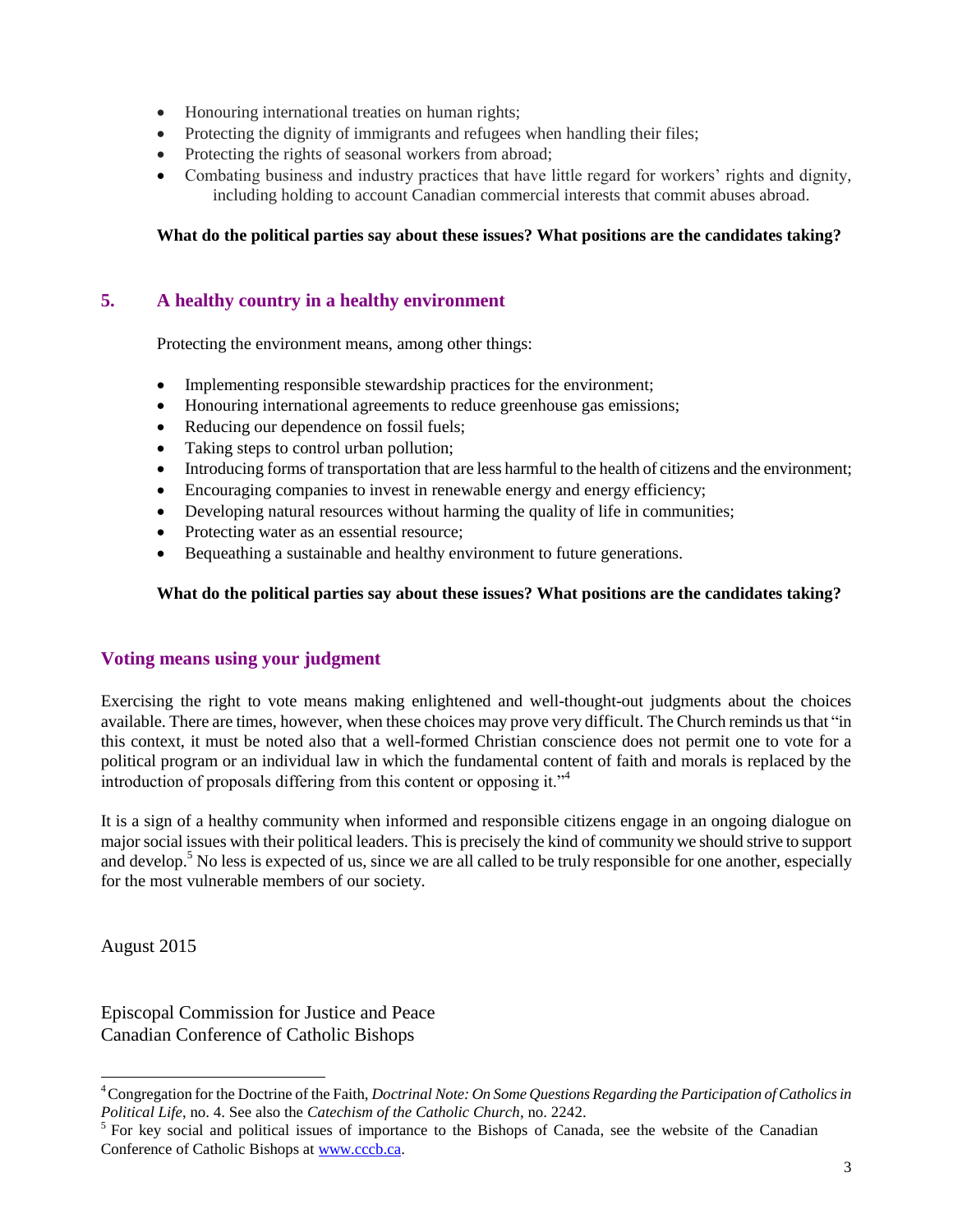- Honouring international treaties on human rights;
- Protecting the dignity of immigrants and refugees when handling their files;
- Protecting the rights of seasonal workers from abroad;
- Combating business and industry practices that have little regard for workers' rights and dignity, including holding to account Canadian commercial interests that commit abuses abroad.

**What do the political parties say about these issues? What positions are the candidates taking?**

## 5. A healthy country in a healthy environment

Protecting the environment means, among other things:

- Implementing responsible stewardship practices for the environment;
- Honouring international agreements to reduce greenhouse gas emissions;
- Reducing our dependence on fossil fuels;
- Taking steps to control urban pollution;
- Introducing forms of transportation that are less harmful to the health of citizens and the environment;
- Encouraging companies to invest in renewable energy and energy efficiency;
- Developing natural resources without harming the quality of life in communities;
- Protecting water as an essential resource;
- Bequeathing a sustainable and healthy environment to future generations.

**What do the political parties say about these issues? What positions are the candidates taking?**

## Voting means using your judgment

Exercising the right to vote means making enlightened and well-thought-out judgments about the choices available. There are times, however, when these choices may prove very difficult. The Church reminds us that "in this context, it must be noted also that a well-formed Christian conscience does not permit one to vote for a political program or an individual law in which the fundamental content of faith and morals is replaced by the introduction of proposals differing from this content or opposing it."[4]

It is a sign of a healthy community when informed and responsible citizens engage in an ongoing dialogue on major social issues with their political leaders. This is precisely the kind of community we should strive to support and develop.[5] No less is expected of us, since we are all called to be truly responsible for one another, especially for the most vulnerable members of our society.

August 2015

Episcopal Commission for Justice and Peace
Canadian Conference of Catholic Bishops

---

[4] Congregation for the Doctrine of the Faith, *Doctrinal Note: On Some Questions Regarding the Participation of Catholics in Political Life*, no. 4. See also the *Catechism of the Catholic Church*, no. 2242.

[5] For key social and political issues of importance to the Bishops of Canada, see the website of the Canadian Conference of Catholic Bishops at www.cccb.ca.